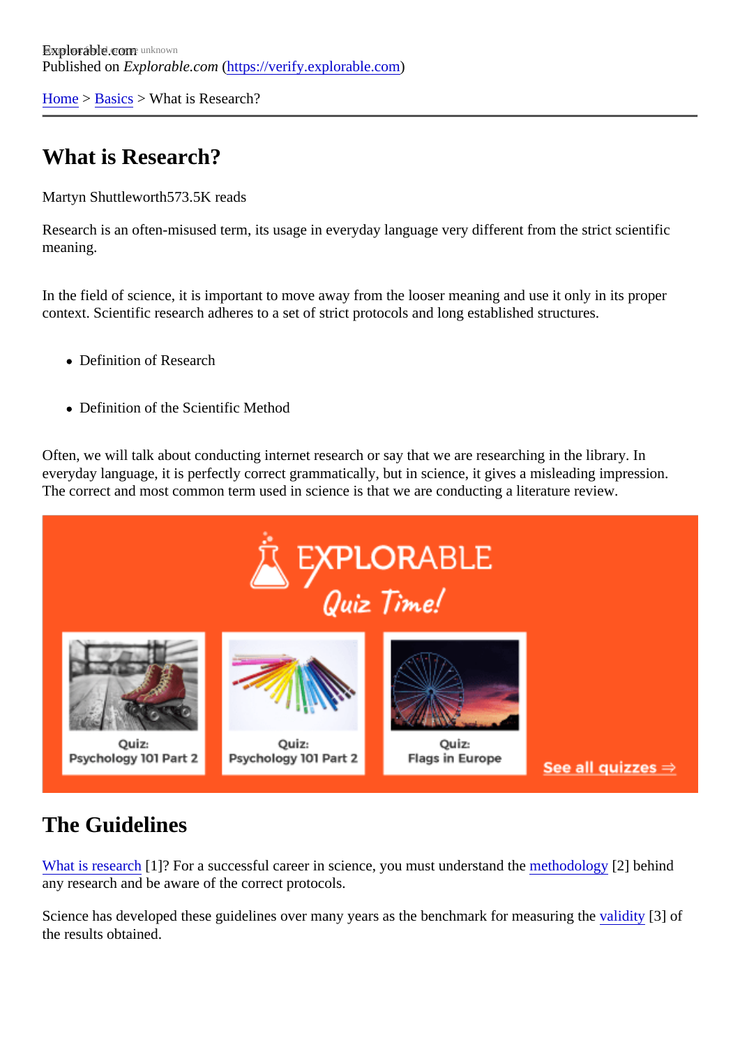Explorable.com
Published on *Explorable.com* (https://verify.explorable.com)

Home > Basics > What is Research?

# What is Research?

Martyn Shuttleworth573.5K reads

Research is an often-misused term, its usage in everyday language very different from the strict scientific meaning.

In the field of science, it is important to move away from the looser meaning and use it only in its proper context. Scientific research adheres to a set of strict protocols and long established structures.

- Definition of Research
- Definition of the Scientific Method

Often, we will talk about conducting internet research or say that we are researching in the library. In everyday language, it is perfectly correct grammatically, but in science, it gives a misleading impression. The correct and most common term used in science is that we are conducting a literature review.

## The Guidelines

What is research [1]? For a successful career in science, you must understand the methodology [2] behind any research and be aware of the correct protocols.

Science has developed these guidelines over many years as the benchmark for measuring the validity [3] of the results obtained.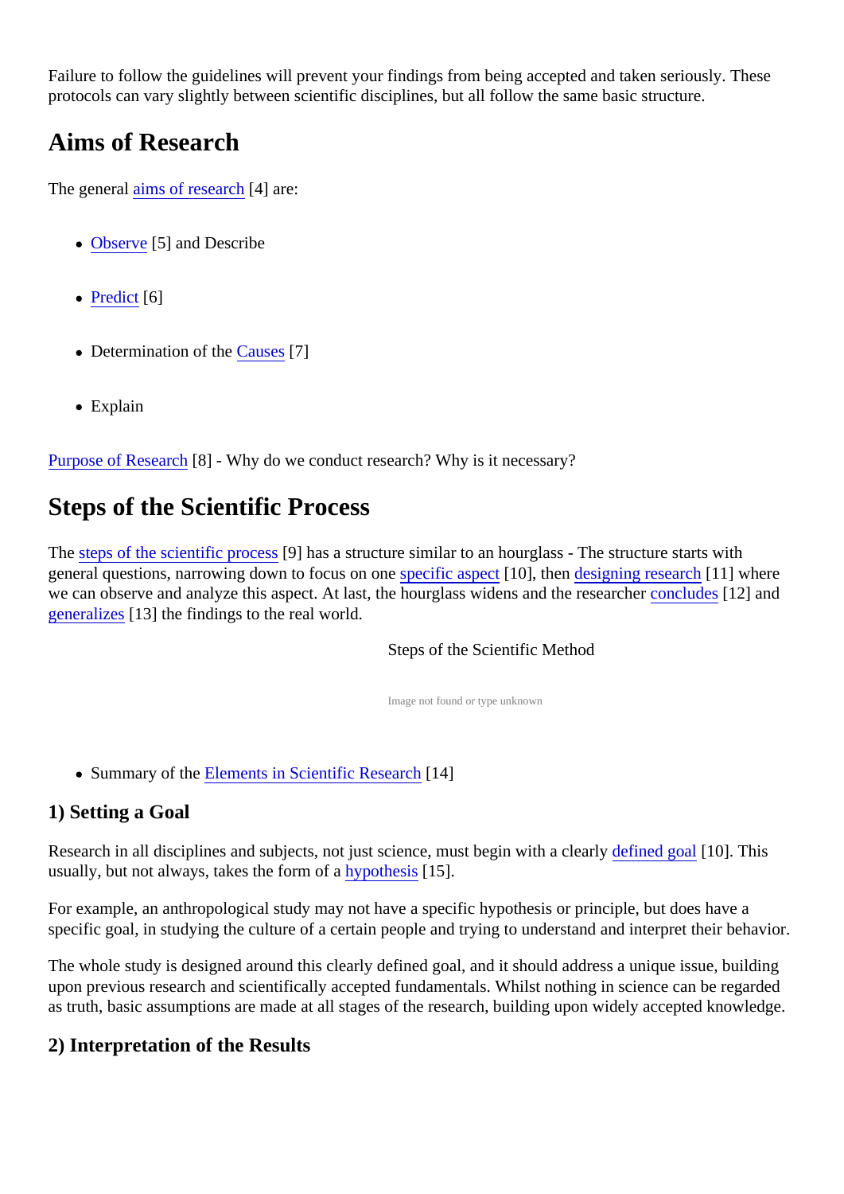Failure to follow the guidelines will prevent your findings from being accepted and taken seriously. These protocols can vary slightly between scientific disciplines, but all follow the same basic structure.

## Aims of Research

The general aims of research [4] are:

- Observe [5] and Describe
- Predict [6]
- Determination of the Causes [7]
- Explain

Purpose of Research [8] - Why do we conduct research? Why is it necessary?

## Steps of the Scientific Process

The steps of the scientific process [9] has a structure similar to an hourglass - The structure starts with general questions, narrowing down to focus on one specific aspect [10], then designing research [11] where we can observe and analyze this aspect. At last, the hourglass widens and the researcher concludes [12] and generalizes [13] the findings to the real world.

Steps of the Scientific Method

Image not found or type unknown

- Summary of the Elements in Scientific Research [14]

### 1) Setting a Goal

Research in all disciplines and subjects, not just science, must begin with a clearly defined goal [10]. This usually, but not always, takes the form of a hypothesis [15].

For example, an anthropological study may not have a specific hypothesis or principle, but does have a specific goal, in studying the culture of a certain people and trying to understand and interpret their behavior.

The whole study is designed around this clearly defined goal, and it should address a unique issue, building upon previous research and scientifically accepted fundamentals. Whilst nothing in science can be regarded as truth, basic assumptions are made at all stages of the research, building upon widely accepted knowledge.

### 2) Interpretation of the Results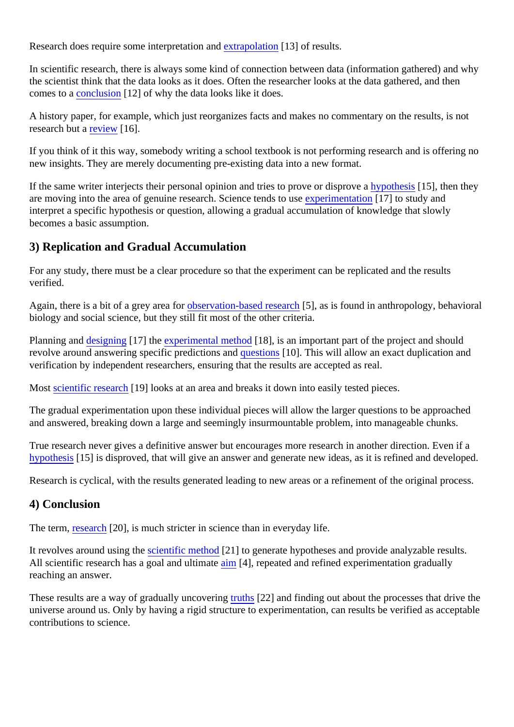Research does require some interpretation and extrapolation [13] of results.

In scientific research, there is always some kind of connection between data (information gathered) and why the scientist think that the data looks as it does. Often the researcher looks at the data gathered, and then comes to a conclusion [12] of why the data looks like it does.

A history paper, for example, which just reorganizes facts and makes no commentary on the results, is not research but a review [16].

If you think of it this way, somebody writing a school textbook is not performing research and is offering no new insights. They are merely documenting pre-existing data into a new format.

If the same writer interjects their personal opinion and tries to prove or disprove a hypothesis [15], then they are moving into the area of genuine research. Science tends to use experimentation [17] to study and interpret a specific hypothesis or question, allowing a gradual accumulation of knowledge that slowly becomes a basic assumption.

## 3) Replication and Gradual Accumulation

For any study, there must be a clear procedure so that the experiment can be replicated and the results verified.

Again, there is a bit of a grey area for observation-based research [5], as is found in anthropology, behavioral biology and social science, but they still fit most of the other criteria.

Planning and designing [17] the experimental method [18], is an important part of the project and should revolve around answering specific predictions and questions [10]. This will allow an exact duplication and verification by independent researchers, ensuring that the results are accepted as real.

Most scientific research [19] looks at an area and breaks it down into easily tested pieces.

The gradual experimentation upon these individual pieces will allow the larger questions to be approached and answered, breaking down a large and seemingly insurmountable problem, into manageable chunks.

True research never gives a definitive answer but encourages more research in another direction. Even if a hypothesis [15] is disproved, that will give an answer and generate new ideas, as it is refined and developed.

Research is cyclical, with the results generated leading to new areas or a refinement of the original process.

## 4) Conclusion

The term, research [20], is much stricter in science than in everyday life.

It revolves around using the scientific method [21] to generate hypotheses and provide analyzable results. All scientific research has a goal and ultimate aim [4], repeated and refined experimentation gradually reaching an answer.

These results are a way of gradually uncovering truths [22] and finding out about the processes that drive the universe around us. Only by having a rigid structure to experimentation, can results be verified as acceptable contributions to science.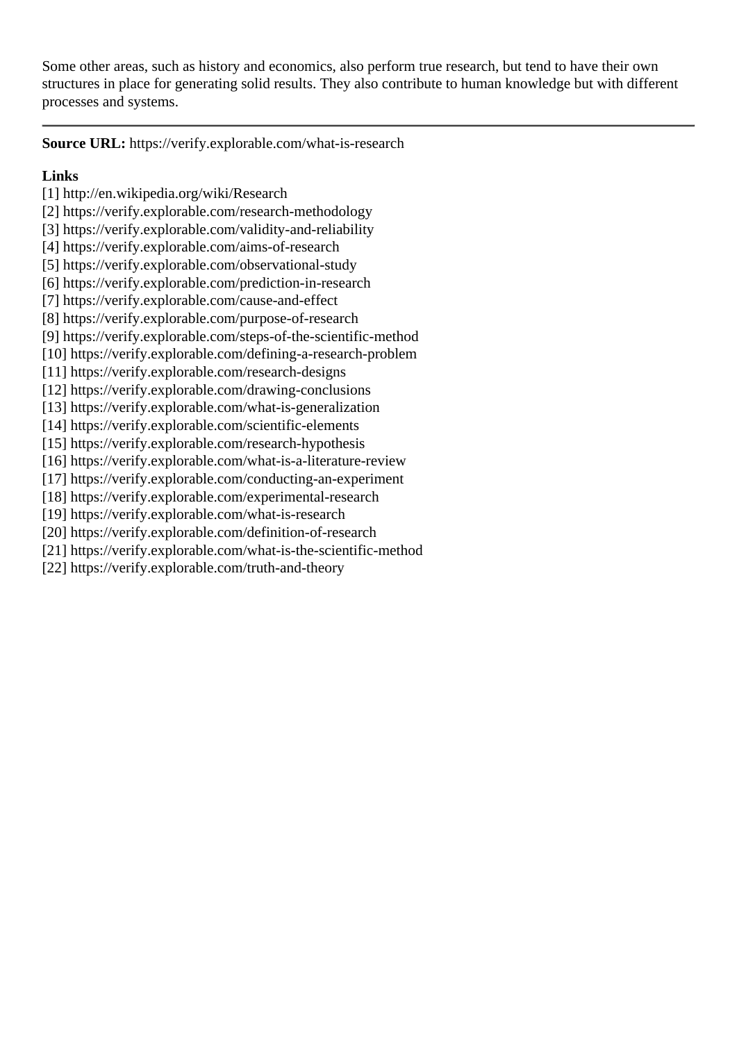Some other areas, such as history and economics, also perform true research, but tend to have their own structures in place for generating solid results. They also contribute to human knowledge but with different processes and systems.

---

**Source URL:** https://verify.explorable.com/what-is-research

**Links**

[1] http://en.wikipedia.org/wiki/Research
[2] https://verify.explorable.com/research-methodology
[3] https://verify.explorable.com/validity-and-reliability
[4] https://verify.explorable.com/aims-of-research
[5] https://verify.explorable.com/observational-study
[6] https://verify.explorable.com/prediction-in-research
[7] https://verify.explorable.com/cause-and-effect
[8] https://verify.explorable.com/purpose-of-research
[9] https://verify.explorable.com/steps-of-the-scientific-method
[10] https://verify.explorable.com/defining-a-research-problem
[11] https://verify.explorable.com/research-designs
[12] https://verify.explorable.com/drawing-conclusions
[13] https://verify.explorable.com/what-is-generalization
[14] https://verify.explorable.com/scientific-elements
[15] https://verify.explorable.com/research-hypothesis
[16] https://verify.explorable.com/what-is-a-literature-review
[17] https://verify.explorable.com/conducting-an-experiment
[18] https://verify.explorable.com/experimental-research
[19] https://verify.explorable.com/what-is-research
[20] https://verify.explorable.com/definition-of-research
[21] https://verify.explorable.com/what-is-the-scientific-method
[22] https://verify.explorable.com/truth-and-theory